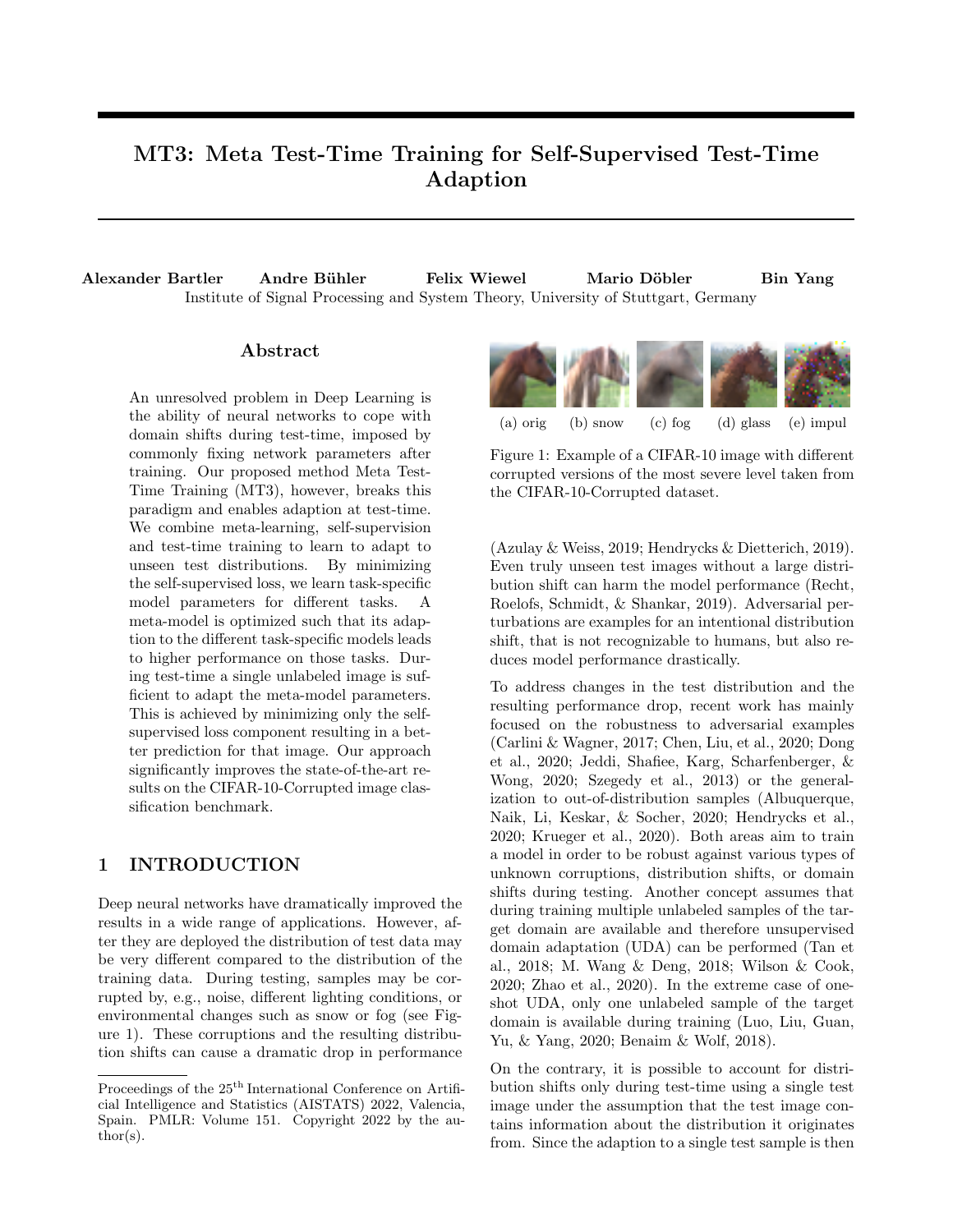# MT3: Meta Test-Time Training for Self-Supervised Test-Time Adaption

**Alexander Bartler** **Andre Bühler** **Felix Wiewel** **Mario Döbler** **Bin Yang**

Institute of Signal Processing and System Theory, University of Stuttgart, Germany

## Abstract

An unresolved problem in Deep Learning is the ability of neural networks to cope with domain shifts during test-time, imposed by commonly fixing network parameters after training. Our proposed method Meta Test-Time Training (MT3), however, breaks this paradigm and enables adaption at test-time. We combine meta-learning, self-supervision and test-time training to learn to adapt to unseen test distributions. By minimizing the self-supervised loss, we learn task-specific model parameters for different tasks. A meta-model is optimized such that its adaption to the different task-specific models leads to higher performance on those tasks. During test-time a single unlabeled image is sufficient to adapt the meta-model parameters. This is achieved by minimizing only the self-supervised loss component resulting in a better prediction for that image. Our approach significantly improves the state-of-the-art results on the CIFAR-10-Corrupted image classification benchmark.

(a) orig (b) snow (c) fog (d) glass (e) impul

Figure 1: Example of a CIFAR-10 image with different corrupted versions of the most severe level taken from the CIFAR-10-Corrupted dataset.

## 1 INTRODUCTION

Deep neural networks have dramatically improved the results in a wide range of applications. However, after they are deployed the distribution of test data may be very different compared to the distribution of the training data. During testing, samples may be corrupted by, e.g., noise, different lighting conditions, or environmental changes such as snow or fog (see Figure 1). These corruptions and the resulting distribution shifts can cause a dramatic drop in performance (Azulay & Weiss, 2019; Hendrycks & Dietterich, 2019). Even truly unseen test images without a large distribution shift can harm the model performance (Recht, Roelofs, Schmidt, & Shankar, 2019). Adversarial perturbations are examples for an intentional distribution shift, that is not recognizable to humans, but also reduces model performance drastically.

To address changes in the test distribution and the resulting performance drop, recent work has mainly focused on the robustness to adversarial examples (Carlini & Wagner, 2017; Chen, Liu, et al., 2020; Dong et al., 2020; Jeddi, Shafiee, Karg, Scharfenberger, & Wong, 2020; Szegedy et al., 2013) or the generalization to out-of-distribution samples (Albuquerque, Naik, Li, Keskar, & Socher, 2020; Hendrycks et al., 2020; Krueger et al., 2020). Both areas aim to train a model in order to be robust against various types of unknown corruptions, distribution shifts, or domain shifts during testing. Another concept assumes that during training multiple unlabeled samples of the target domain are available and therefore unsupervised domain adaptation (UDA) can be performed (Tan et al., 2018; M. Wang & Deng, 2018; Wilson & Cook, 2020; Zhao et al., 2020). In the extreme case of one-shot UDA, only one unlabeled sample of the target domain is available during training (Luo, Liu, Guan, Yu, & Yang, 2020; Benaim & Wolf, 2018).

On the contrary, it is possible to account for distribution shifts only during test-time using a single test image under the assumption that the test image contains information about the distribution it originates from. Since the adaption to a single test sample is then

Proceedings of the 25[th] International Conference on Artificial Intelligence and Statistics (AISTATS) 2022, Valencia, Spain. PMLR: Volume 151. Copyright 2022 by the author(s).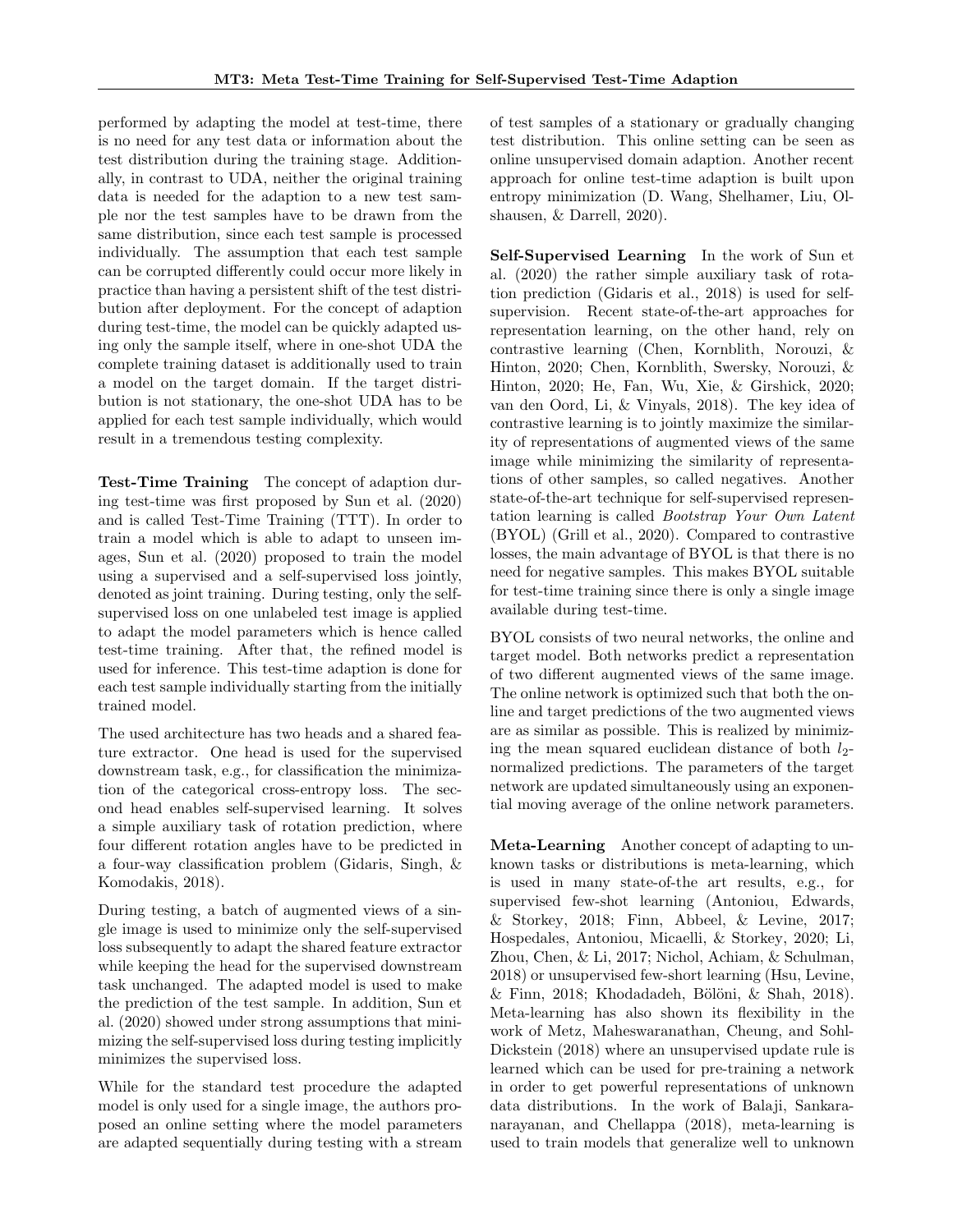performed by adapting the model at test-time, there is no need for any test data or information about the test distribution during the training stage. Additionally, in contrast to UDA, neither the original training data is needed for the adaption to a new test sample nor the test samples have to be drawn from the same distribution, since each test sample is processed individually. The assumption that each test sample can be corrupted differently could occur more likely in practice than having a persistent shift of the test distribution after deployment. For the concept of adaption during test-time, the model can be quickly adapted using only the sample itself, where in one-shot UDA the complete training dataset is additionally used to train a model on the target domain. If the target distribution is not stationary, the one-shot UDA has to be applied for each test sample individually, which would result in a tremendous testing complexity.

**Test-Time Training** The concept of adaption during test-time was first proposed by Sun et al. (2020) and is called Test-Time Training (TTT). In order to train a model which is able to adapt to unseen images, Sun et al. (2020) proposed to train the model using a supervised and a self-supervised loss jointly, denoted as joint training. During testing, only the self-supervised loss on one unlabeled test image is applied to adapt the model parameters which is hence called test-time training. After that, the refined model is used for inference. This test-time adaption is done for each test sample individually starting from the initially trained model.

The used architecture has two heads and a shared feature extractor. One head is used for the supervised downstream task, e.g., for classification the minimization of the categorical cross-entropy loss. The second head enables self-supervised learning. It solves a simple auxiliary task of rotation prediction, where four different rotation angles have to be predicted in a four-way classification problem (Gidaris, Singh, & Komodakis, 2018).

During testing, a batch of augmented views of a single image is used to minimize only the self-supervised loss subsequently to adapt the shared feature extractor while keeping the head for the supervised downstream task unchanged. The adapted model is used to make the prediction of the test sample. In addition, Sun et al. (2020) showed under strong assumptions that minimizing the self-supervised loss during testing implicitly minimizes the supervised loss.

While for the standard test procedure the adapted model is only used for a single image, the authors proposed an online setting where the model parameters are adapted sequentially during testing with a stream of test samples of a stationary or gradually changing test distribution. This online setting can be seen as online unsupervised domain adaption. Another recent approach for online test-time adaption is built upon entropy minimization (D. Wang, Shelhamer, Liu, Olshausen, & Darrell, 2020).

**Self-Supervised Learning** In the work of Sun et al. (2020) the rather simple auxiliary task of rotation prediction (Gidaris et al., 2018) is used for self-supervision. Recent state-of-the-art approaches for representation learning, on the other hand, rely on contrastive learning (Chen, Kornblith, Norouzi, & Hinton, 2020; Chen, Kornblith, Swersky, Norouzi, & Hinton, 2020; He, Fan, Wu, Xie, & Girshick, 2020; van den Oord, Li, & Vinyals, 2018). The key idea of contrastive learning is to jointly maximize the similarity of representations of augmented views of the same image while minimizing the similarity of representations of other samples, so called negatives. Another state-of-the-art technique for self-supervised representation learning is called *Bootstrap Your Own Latent* (BYOL) (Grill et al., 2020). Compared to contrastive losses, the main advantage of BYOL is that there is no need for negative samples. This makes BYOL suitable for test-time training since there is only a single image available during test-time.

BYOL consists of two neural networks, the online and target model. Both networks predict a representation of two different augmented views of the same image. The online network is optimized such that both the online and target predictions of the two augmented views are as similar as possible. This is realized by minimizing the mean squared euclidean distance of both $l_2$-normalized predictions. The parameters of the target network are updated simultaneously using an exponential moving average of the online network parameters.

**Meta-Learning** Another concept of adapting to unknown tasks or distributions is meta-learning, which is used in many state-of-the art results, e.g., for supervised few-shot learning (Antoniou, Edwards, & Storkey, 2018; Finn, Abbeel, & Levine, 2017; Hospedales, Antoniou, Micaelli, & Storkey, 2020; Li, Zhou, Chen, & Li, 2017; Nichol, Achiam, & Schulman, 2018) or unsupervised few-short learning (Hsu, Levine, & Finn, 2018; Khodadadeh, Bölöni, & Shah, 2018). Meta-learning has also shown its flexibility in the work of Metz, Maheswaranathan, Cheung, and Sohl-Dickstein (2018) where an unsupervised update rule is learned which can be used for pre-training a network in order to get powerful representations of unknown data distributions. In the work of Balaji, Sankaranarayanan, and Chellappa (2018), meta-learning is used to train models that generalize well to unknown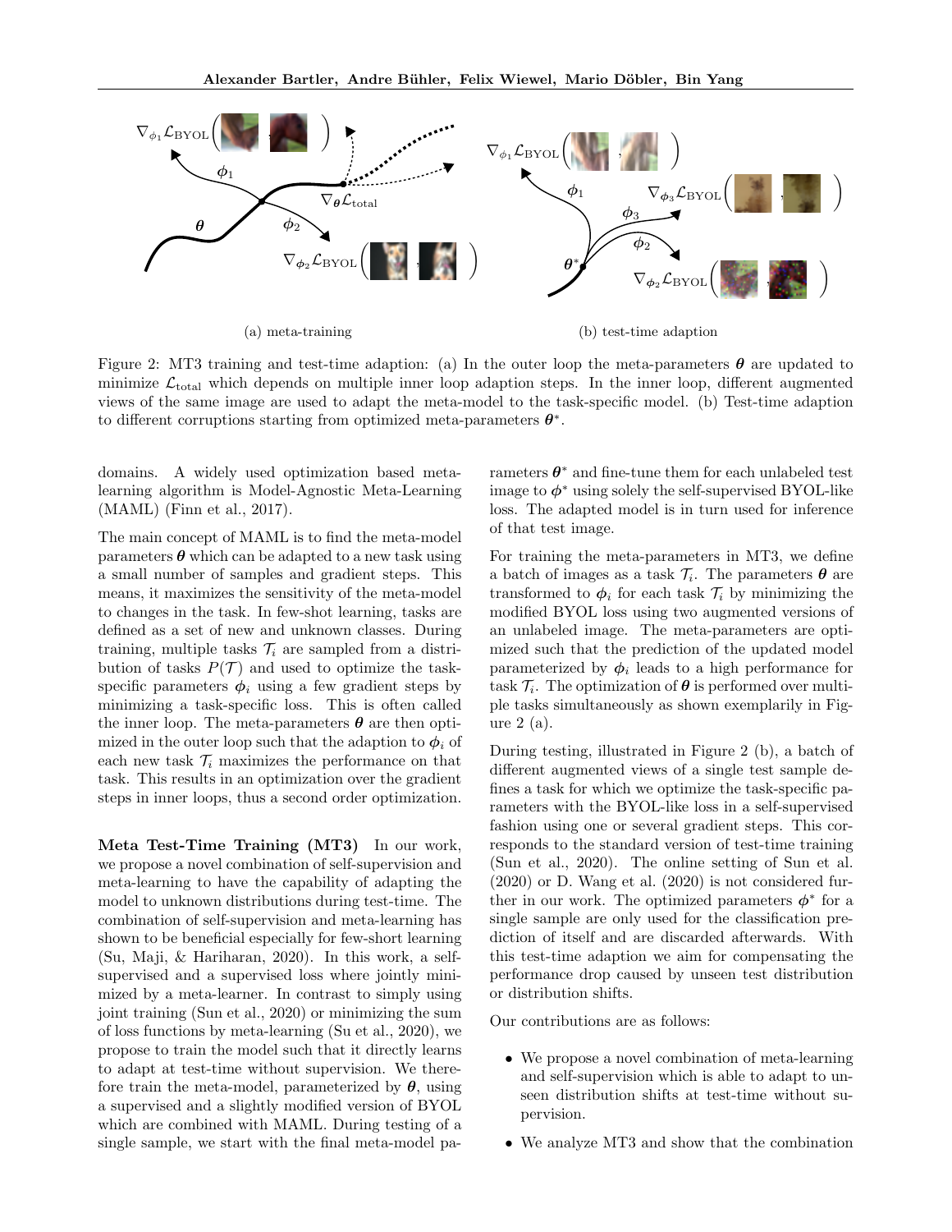(a) meta-training

(b) test-time adaption

Figure 2: MT3 training and test-time adaption: (a) In the outer loop the meta-parameters $\boldsymbol{\theta}$ are updated to minimize $\mathcal{L}_{\text{total}}$ which depends on multiple inner loop adaption steps. In the inner loop, different augmented views of the same image are used to adapt the meta-model to the task-specific model. (b) Test-time adaption to different corruptions starting from optimized meta-parameters $\boldsymbol{\theta}^*$.

domains. A widely used optimization based meta-learning algorithm is Model-Agnostic Meta-Learning (MAML) (Finn et al., 2017).

The main concept of MAML is to find the meta-model parameters $\boldsymbol{\theta}$ which can be adapted to a new task using a small number of samples and gradient steps. This means, it maximizes the sensitivity of the meta-model to changes in the task. In few-shot learning, tasks are defined as a set of new and unknown classes. During training, multiple tasks $\mathcal{T}_i$ are sampled from a distribution of tasks $P(\mathcal{T})$ and used to optimize the task-specific parameters $\boldsymbol{\phi}_i$ using a few gradient steps by minimizing a task-specific loss. This is often called the inner loop. The meta-parameters $\boldsymbol{\theta}$ are then optimized in the outer loop such that the adaption to $\boldsymbol{\phi}_i$ of each new task $\mathcal{T}_i$ maximizes the performance on that task. This results in an optimization over the gradient steps in inner loops, thus a second order optimization.

**Meta Test-Time Training (MT3)** In our work, we propose a novel combination of self-supervision and meta-learning to have the capability of adapting the model to unknown distributions during test-time. The combination of self-supervision and meta-learning has shown to be beneficial especially for few-short learning (Su, Maji, & Hariharan, 2020). In this work, a self-supervised and a supervised loss where jointly minimized by a meta-learner. In contrast to simply using joint training (Sun et al., 2020) or minimizing the sum of loss functions by meta-learning (Su et al., 2020), we propose to train the model such that it directly learns to adapt at test-time without supervision. We therefore train the meta-model, parameterized by $\boldsymbol{\theta}$, using a supervised and a slightly modified version of BYOL which are combined with MAML. During testing of a single sample, we start with the final meta-model parameters $\boldsymbol{\theta}^*$ and fine-tune them for each unlabeled test image to $\boldsymbol{\phi}^*$ using solely the self-supervised BYOL-like loss. The adapted model is in turn used for inference of that test image.

For training the meta-parameters in MT3, we define a batch of images as a task $\mathcal{T}_i$. The parameters $\boldsymbol{\theta}$ are transformed to $\boldsymbol{\phi}_i$ for each task $\mathcal{T}_i$ by minimizing the modified BYOL loss using two augmented versions of an unlabeled image. The meta-parameters are optimized such that the prediction of the updated model parameterized by $\boldsymbol{\phi}_i$ leads to a high performance for task $\mathcal{T}_i$. The optimization of $\boldsymbol{\theta}$ is performed over multiple tasks simultaneously as shown exemplarily in Figure 2 (a).

During testing, illustrated in Figure 2 (b), a batch of different augmented views of a single test sample defines a task for which we optimize the task-specific parameters with the BYOL-like loss in a self-supervised fashion using one or several gradient steps. This corresponds to the standard version of test-time training (Sun et al., 2020). The online setting of Sun et al. (2020) or D. Wang et al. (2020) is not considered further in our work. The optimized parameters $\boldsymbol{\phi}^*$ for a single sample are only used for the classification prediction of itself and are discarded afterwards. With this test-time adaption we aim for compensating the performance drop caused by unseen test distribution or distribution shifts.

Our contributions are as follows:

- We propose a novel combination of meta-learning and self-supervision which is able to adapt to unseen distribution shifts at test-time without supervision.
- We analyze MT3 and show that the combination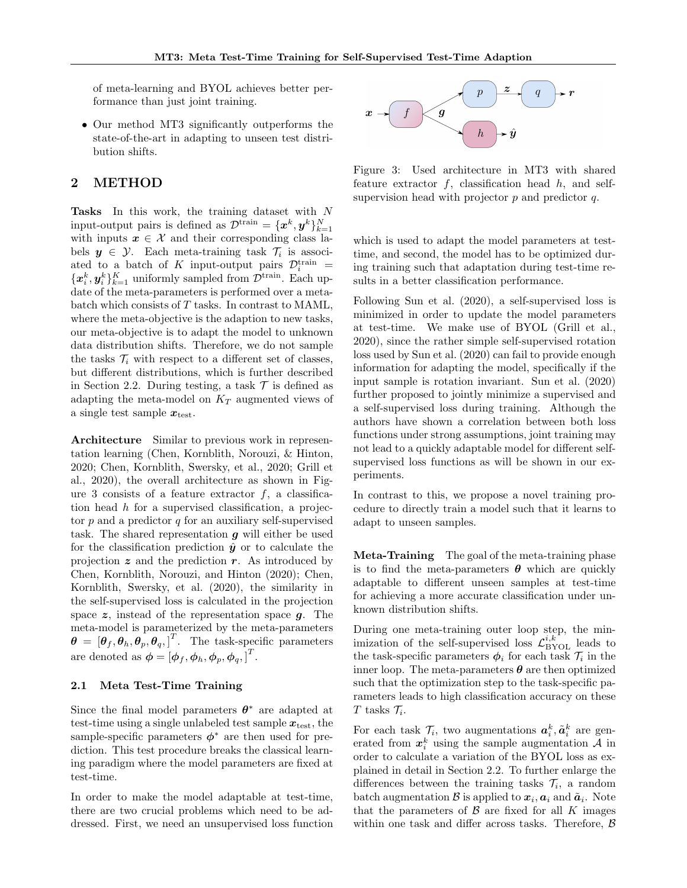of meta-learning and BYOL achieves better performance than just joint training.

- Our method MT3 significantly outperforms the state-of-the-art in adapting to unseen test distribution shifts.

## 2 METHOD

**Tasks** In this work, the training dataset with $N$ input-output pairs is defined as $\mathcal{D}^{\text{train}} = \{\boldsymbol{x}^k, \boldsymbol{y}^k\}_{k=1}^N$ with inputs $\boldsymbol{x} \in \mathcal{X}$ and their corresponding class labels $\boldsymbol{y} \in \mathcal{Y}$. Each meta-training task $\mathcal{T}_i$ is associated to a batch of $K$ input-output pairs $\mathcal{D}_i^{\text{train}} = \{\boldsymbol{x}_i^k, \boldsymbol{y}_i^k\}_{k=1}^K$ uniformly sampled from $\mathcal{D}^{\text{train}}$. Each update of the meta-parameters is performed over a meta-batch which consists of $T$ tasks. In contrast to MAML, where the meta-objective is the adaption to new tasks, our meta-objective is to adapt the model to unknown data distribution shifts. Therefore, we do not sample the tasks $\mathcal{T}_i$ with respect to a different set of classes, but different distributions, which is further described in Section 2.2. During testing, a task $\mathcal{T}$ is defined as adapting the meta-model on $K_T$ augmented views of a single test sample $\boldsymbol{x}_{\text{test}}$.

**Architecture** Similar to previous work in representation learning (Chen, Kornblith, Norouzi, & Hinton, 2020; Chen, Kornblith, Swersky, et al., 2020; Grill et al., 2020), the overall architecture as shown in Figure 3 consists of a feature extractor $f$, a classification head $h$ for a supervised classification, a projector $p$ and a predictor $q$ for an auxiliary self-supervised task. The shared representation $\boldsymbol{g}$ will either be used for the classification prediction $\hat{\boldsymbol{y}}$ or to calculate the projection $\boldsymbol{z}$ and the prediction $\boldsymbol{r}$. As introduced by Chen, Kornblith, Norouzi, and Hinton (2020); Chen, Kornblith, Swersky, et al. (2020), the similarity in the self-supervised loss is calculated in the projection space $\boldsymbol{z}$, instead of the representation space $\boldsymbol{g}$. The meta-model is parameterized by the meta-parameters $\boldsymbol{\theta} = [\boldsymbol{\theta}_f, \boldsymbol{\theta}_h, \boldsymbol{\theta}_p, \boldsymbol{\theta}_q,]^T$. The task-specific parameters are denoted as $\boldsymbol{\phi} = [\boldsymbol{\phi}_f, \boldsymbol{\phi}_h, \boldsymbol{\phi}_p, \boldsymbol{\phi}_q,]^T$.

### 2.1 Meta Test-Time Training

Since the final model parameters $\boldsymbol{\theta}^*$ are adapted at test-time using a single unlabeled test sample $\boldsymbol{x}_{\text{test}}$, the sample-specific parameters $\boldsymbol{\phi}^*$ are then used for prediction. This test procedure breaks the classical learning paradigm where the model parameters are fixed at test-time.

In order to make the model adaptable at test-time, there are two crucial problems which need to be addressed. First, we need an unsupervised loss function which is used to adapt the model parameters at test-time, and second, the model has to be optimized during training such that adaptation during test-time results in a better classification performance.

Figure 3: Used architecture in MT3 with shared feature extractor $f$, classification head $h$, and self-supervision head with projector $p$ and predictor $q$.

Following Sun et al. (2020), a self-supervised loss is minimized in order to update the model parameters at test-time. We make use of BYOL (Grill et al., 2020), since the rather simple self-supervised rotation loss used by Sun et al. (2020) can fail to provide enough information for adapting the model, specifically if the input sample is rotation invariant. Sun et al. (2020) further proposed to jointly minimize a supervised and a self-supervised loss during training. Although the authors have shown a correlation between both loss functions under strong assumptions, joint training may not lead to a quickly adaptable model for different self-supervised loss functions as will be shown in our experiments.

In contrast to this, we propose a novel training procedure to directly train a model such that it learns to adapt to unseen samples.

**Meta-Training** The goal of the meta-training phase is to find the meta-parameters $\boldsymbol{\theta}$ which are quickly adaptable to different unseen samples at test-time for achieving a more accurate classification under unknown distribution shifts.

During one meta-training outer loop step, the minimization of the self-supervised loss $\mathcal{L}_{\text{BYOL}}^{i,k}$ leads to the task-specific parameters $\boldsymbol{\phi}_i$ for each task $\mathcal{T}_i$ in the inner loop. The meta-parameters $\boldsymbol{\theta}$ are then optimized such that the optimization step to the task-specific parameters leads to high classification accuracy on these $T$ tasks $\mathcal{T}_i$.

For each task $\mathcal{T}_i$, two augmentations $\boldsymbol{a}_i^k, \tilde{\boldsymbol{a}}_i^k$ are generated from $\boldsymbol{x}_i^k$ using the sample augmentation $\mathcal{A}$ in order to calculate a variation of the BYOL loss as explained in detail in Section 2.2. To further enlarge the differences between the training tasks $\mathcal{T}_i$, a random batch augmentation $\mathcal{B}$ is applied to $\boldsymbol{x}_i, \boldsymbol{a}_i$ and $\tilde{\boldsymbol{a}}_i$. Note that the parameters of $\mathcal{B}$ are fixed for all $K$ images within one task and differ across tasks. Therefore, $\mathcal{B}$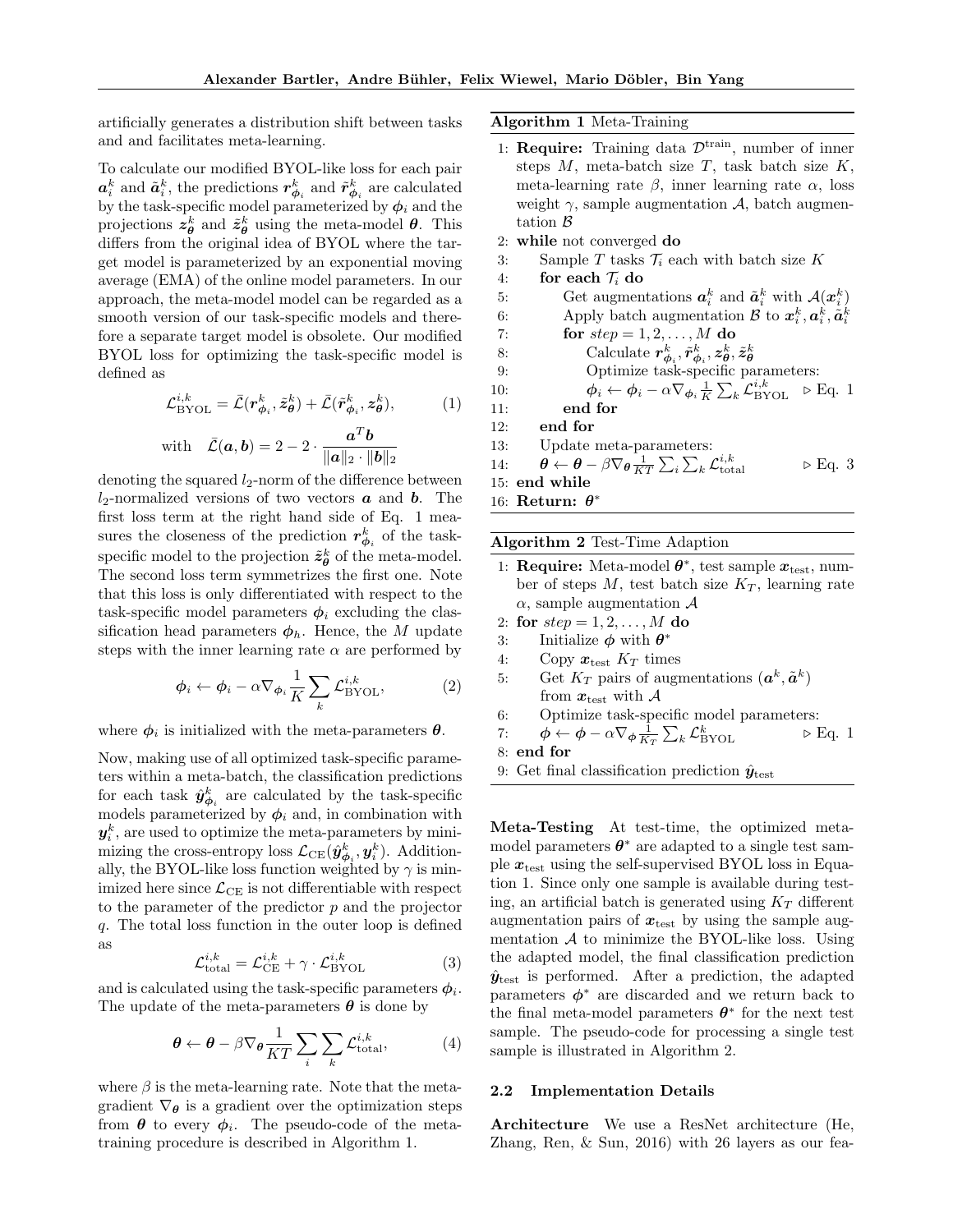artificially generates a distribution shift between tasks and and facilitates meta-learning.

To calculate our modified BYOL-like loss for each pair $\boldsymbol{a}_i^k$ and $\tilde{\boldsymbol{a}}_i^k$, the predictions $\boldsymbol{r}_{\boldsymbol{\phi}_i}^k$ and $\tilde{\boldsymbol{r}}_{\boldsymbol{\phi}_i}^k$ are calculated by the task-specific model parameterized by $\boldsymbol{\phi}_i$ and the projections $\boldsymbol{z}_{\boldsymbol{\theta}}^k$ and $\tilde{\boldsymbol{z}}_{\boldsymbol{\theta}}^k$ using the meta-model $\boldsymbol{\theta}$. This differs from the original idea of BYOL where the target model is parameterized by an exponential moving average (EMA) of the online model parameters. In our approach, the meta-model model can be regarded as a smooth version of our task-specific models and therefore a separate target model is obsolete. Our modified BYOL loss for optimizing the task-specific model is defined as

$$\mathcal{L}_{\text{BYOL}}^{i,k} = \bar{\mathcal{L}}(\boldsymbol{r}_{\boldsymbol{\phi}_i}^k, \tilde{\boldsymbol{z}}_{\boldsymbol{\theta}}^k) + \bar{\mathcal{L}}(\tilde{\boldsymbol{r}}_{\boldsymbol{\phi}_i}^k, \boldsymbol{z}_{\boldsymbol{\theta}}^k), \tag{1}$$

$$\text{with} \quad \bar{\mathcal{L}}(\boldsymbol{a}, \boldsymbol{b}) = 2 - 2 \cdot \frac{\boldsymbol{a}^T \boldsymbol{b}}{\|\boldsymbol{a}\|_2 \cdot \|\boldsymbol{b}\|_2}$$

denoting the squared $l_2$-norm of the difference between $l_2$-normalized versions of two vectors $\boldsymbol{a}$ and $\boldsymbol{b}$. The first loss term at the right hand side of Eq. 1 measures the closeness of the prediction $\boldsymbol{r}_{\boldsymbol{\phi}_i}^k$ of the task-specific model to the projection $\tilde{\boldsymbol{z}}_{\boldsymbol{\theta}}^k$ of the meta-model. The second loss term symmetrizes the first one. Note that this loss is only differentiated with respect to the task-specific model parameters $\boldsymbol{\phi}_i$ excluding the classification head parameters $\boldsymbol{\phi}_h$. Hence, the $M$ update steps with the inner learning rate $\alpha$ are performed by

$$\boldsymbol{\phi}_i \leftarrow \boldsymbol{\phi}_i - \alpha \nabla_{\boldsymbol{\phi}_i} \frac{1}{K} \sum_k \mathcal{L}_{\text{BYOL}}^{i,k}, \tag{2}$$

where $\boldsymbol{\phi}_i$ is initialized with the meta-parameters $\boldsymbol{\theta}$.

Now, making use of all optimized task-specific parameters within a meta-batch, the classification predictions for each task $\hat{\boldsymbol{y}}_{\boldsymbol{\phi}_i}^k$ are calculated by the task-specific models parameterized by $\boldsymbol{\phi}_i$ and, in combination with $\boldsymbol{y}_i^k$, are used to optimize the meta-parameters by minimizing the cross-entropy loss $\mathcal{L}_{\text{CE}}(\hat{\boldsymbol{y}}_{\boldsymbol{\phi}_i}^k, \boldsymbol{y}_i^k)$. Additionally, the BYOL-like loss function weighted by $\gamma$ is minimized here since $\mathcal{L}_{\text{CE}}$ is not differentiable with respect to the parameter of the predictor $p$ and the projector $q$. The total loss function in the outer loop is defined as

$$\mathcal{L}_{\text{total}}^{i,k} = \mathcal{L}_{\text{CE}}^{i,k} + \gamma \cdot \mathcal{L}_{\text{BYOL}}^{i,k} \tag{3}$$

and is calculated using the task-specific parameters $\boldsymbol{\phi}_i$. The update of the meta-parameters $\boldsymbol{\theta}$ is done by

$$\boldsymbol{\theta} \leftarrow \boldsymbol{\theta} - \beta \nabla_{\boldsymbol{\theta}} \frac{1}{KT} \sum_i \sum_k \mathcal{L}_{\text{total}}^{i,k}, \tag{4}$$

where $\beta$ is the meta-learning rate. Note that the meta-gradient $\nabla_{\boldsymbol{\theta}}$ is a gradient over the optimization steps from $\boldsymbol{\theta}$ to every $\boldsymbol{\phi}_i$. The pseudo-code of the meta-training procedure is described in Algorithm 1.

**Algorithm 1** Meta-Training

1: **Require:** Training data $\mathcal{D}^{\text{train}}$, number of inner steps $M$, meta-batch size $T$, task batch size $K$, meta-learning rate $\beta$, inner learning rate $\alpha$, loss weight $\gamma$, sample augmentation $\mathcal{A}$, batch augmentation $\mathcal{B}$
2: **while** not converged **do**
3: &emsp;Sample $T$ tasks $\mathcal{T}_i$ each with batch size $K$
4: &emsp;**for each** $\mathcal{T}_i$ **do**
5: &emsp;&emsp;Get augmentations $\boldsymbol{a}_i^k$ and $\tilde{\boldsymbol{a}}_i^k$ with $\mathcal{A}(\boldsymbol{x}_i^k)$
6: &emsp;&emsp;Apply batch augmentation $\mathcal{B}$ to $\boldsymbol{x}_i^k, \boldsymbol{a}_i^k, \tilde{\boldsymbol{a}}_i^k$
7: &emsp;&emsp;**for** $step = 1, 2, \ldots, M$ **do**
8: &emsp;&emsp;&emsp;Calculate $\boldsymbol{r}_{\boldsymbol{\phi}_i}^k, \tilde{\boldsymbol{r}}_{\boldsymbol{\phi}_i}^k, \boldsymbol{z}_{\boldsymbol{\theta}}^k, \tilde{\boldsymbol{z}}_{\boldsymbol{\theta}}^k$
9: &emsp;&emsp;&emsp;Optimize task-specific parameters:
10: &emsp;&emsp;&emsp;$\boldsymbol{\phi}_i \leftarrow \boldsymbol{\phi}_i - \alpha \nabla_{\boldsymbol{\phi}_i} \frac{1}{K} \sum_k \mathcal{L}_{\text{BYOL}}^{i,k}$ &emsp;▷ Eq. 1
11: &emsp;&emsp;**end for**
12: &emsp;**end for**
13: &emsp;Update meta-parameters:
14: &emsp;$\boldsymbol{\theta} \leftarrow \boldsymbol{\theta} - \beta \nabla_{\boldsymbol{\theta}} \frac{1}{KT} \sum_i \sum_k \mathcal{L}_{\text{total}}^{i,k}$ &emsp;▷ Eq. 3
15: **end while**
16: **Return:** $\boldsymbol{\theta}^*$

**Algorithm 2** Test-Time Adaption

1: **Require:** Meta-model $\boldsymbol{\theta}^*$, test sample $\boldsymbol{x}_{\text{test}}$, number of steps $M$, test batch size $K_T$, learning rate $\alpha$, sample augmentation $\mathcal{A}$
2: **for** $step = 1, 2, \ldots, M$ **do**
3: &emsp;Initialize $\boldsymbol{\phi}$ with $\boldsymbol{\theta}^*$
4: &emsp;Copy $\boldsymbol{x}_{\text{test}}$ $K_T$ times
5: &emsp;Get $K_T$ pairs of augmentations $(\boldsymbol{a}^k, \tilde{\boldsymbol{a}}^k)$ from $\boldsymbol{x}_{\text{test}}$ with $\mathcal{A}$
6: &emsp;Optimize task-specific model parameters:
7: &emsp;$\boldsymbol{\phi} \leftarrow \boldsymbol{\phi} - \alpha \nabla_{\boldsymbol{\phi}} \frac{1}{K_T} \sum_k \mathcal{L}_{\text{BYOL}}^{k}$ &emsp;▷ Eq. 1
8: **end for**
9: Get final classification prediction $\hat{\boldsymbol{y}}_{\text{test}}$

**Meta-Testing** At test-time, the optimized meta-model parameters $\boldsymbol{\theta}^*$ are adapted to a single test sample $\boldsymbol{x}_{\text{test}}$ using the self-supervised BYOL loss in Equation 1. Since only one sample is available during testing, an artificial batch is generated using $K_T$ different augmentation pairs of $\boldsymbol{x}_{\text{test}}$ by using the sample augmentation $\mathcal{A}$ to minimize the BYOL-like loss. Using the adapted model, the final classification prediction $\hat{\boldsymbol{y}}_{\text{test}}$ is performed. After a prediction, the adapted parameters $\boldsymbol{\phi}^*$ are discarded and we return back to the final meta-model parameters $\boldsymbol{\theta}^*$ for the next test sample. The pseudo-code for processing a single test sample is illustrated in Algorithm 2.

## 2.2 Implementation Details

**Architecture** We use a ResNet architecture (He, Zhang, Ren, & Sun, 2016) with 26 layers as our fea-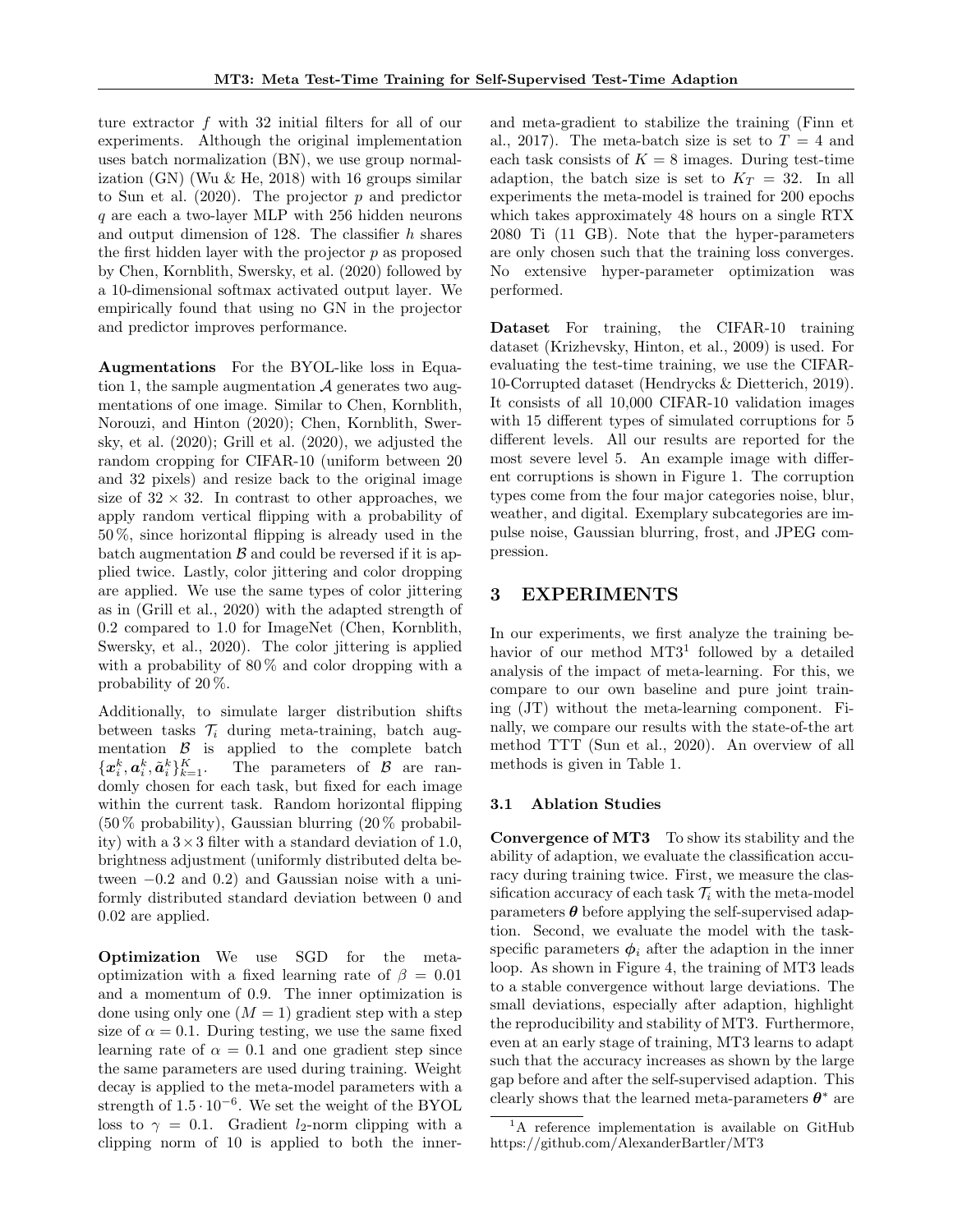ture extractor $f$ with 32 initial filters for all of our experiments. Although the original implementation uses batch normalization (BN), we use group normalization (GN) (Wu & He, 2018) with 16 groups similar to Sun et al. (2020). The projector $p$ and predictor $q$ are each a two-layer MLP with 256 hidden neurons and output dimension of 128. The classifier $h$ shares the first hidden layer with the projector $p$ as proposed by Chen, Kornblith, Swersky, et al. (2020) followed by a 10-dimensional softmax activated output layer. We empirically found that using no GN in the projector and predictor improves performance.

**Augmentations** For the BYOL-like loss in Equation 1, the sample augmentation $\mathcal{A}$ generates two augmentations of one image. Similar to Chen, Kornblith, Norouzi, and Hinton (2020); Chen, Kornblith, Swersky, et al. (2020); Grill et al. (2020), we adjusted the random cropping for CIFAR-10 (uniform between 20 and 32 pixels) and resize back to the original image size of $32 \times 32$. In contrast to other approaches, we apply random vertical flipping with a probability of 50 %, since horizontal flipping is already used in the batch augmentation $\mathcal{B}$ and could be reversed if it is applied twice. Lastly, color jittering and color dropping are applied. We use the same types of color jittering as in (Grill et al., 2020) with the adapted strength of 0.2 compared to 1.0 for ImageNet (Chen, Kornblith, Swersky, et al., 2020). The color jittering is applied with a probability of 80 % and color dropping with a probability of 20 %.

Additionally, to simulate larger distribution shifts between tasks $\mathcal{T}_i$ during meta-training, batch augmentation $\mathcal{B}$ is applied to the complete batch $\{\boldsymbol{x}_i^k, \boldsymbol{a}_i^k, \tilde{\boldsymbol{a}}_i^k\}_{k=1}^K$. The parameters of $\mathcal{B}$ are randomly chosen for each task, but fixed for each image within the current task. Random horizontal flipping (50 % probability), Gaussian blurring (20 % probability) with a $3 \times 3$ filter with a standard deviation of 1.0, brightness adjustment (uniformly distributed delta between $-0.2$ and 0.2) and Gaussian noise with a uniformly distributed standard deviation between 0 and 0.02 are applied.

**Optimization** We use SGD for the meta-optimization with a fixed learning rate of $\beta = 0.01$ and a momentum of 0.9. The inner optimization is done using only one ($M = 1$) gradient step with a step size of $\alpha = 0.1$. During testing, we use the same fixed learning rate of $\alpha = 0.1$ and one gradient step since the same parameters are used during training. Weight decay is applied to the meta-model parameters with a strength of $1.5 \cdot 10^{-6}$. We set the weight of the BYOL loss to $\gamma = 0.1$. Gradient $l_2$-norm clipping with a clipping norm of 10 is applied to both the inner- and meta-gradient to stabilize the training (Finn et al., 2017). The meta-batch size is set to $T = 4$ and each task consists of $K = 8$ images. During test-time adaption, the batch size is set to $K_T = 32$. In all experiments the meta-model is trained for 200 epochs which takes approximately 48 hours on a single RTX 2080 Ti (11 GB). Note that the hyper-parameters are only chosen such that the training loss converges. No extensive hyper-parameter optimization was performed.

**Dataset** For training, the CIFAR-10 training dataset (Krizhevsky, Hinton, et al., 2009) is used. For evaluating the test-time training, we use the CIFAR-10-Corrupted dataset (Hendrycks & Dietterich, 2019). It consists of all 10,000 CIFAR-10 validation images with 15 different types of simulated corruptions for 5 different levels. All our results are reported for the most severe level 5. An example image with different corruptions is shown in Figure 1. The corruption types come from the four major categories noise, blur, weather, and digital. Exemplary subcategories are impulse noise, Gaussian blurring, frost, and JPEG compression.

# 3 EXPERIMENTS

In our experiments, we first analyze the training behavior of our method MT3[1] followed by a detailed analysis of the impact of meta-learning. For this, we compare to our own baseline and pure joint training (JT) without the meta-learning component. Finally, we compare our results with the state-of-the art method TTT (Sun et al., 2020). An overview of all methods is given in Table 1.

## 3.1 Ablation Studies

**Convergence of MT3** To show its stability and the ability of adaption, we evaluate the classification accuracy during training twice. First, we measure the classification accuracy of each task $\mathcal{T}_i$ with the meta-model parameters $\boldsymbol{\theta}$ before applying the self-supervised adaption. Second, we evaluate the model with the task-specific parameters $\boldsymbol{\phi}_i$ after the adaption in the inner loop. As shown in Figure 4, the training of MT3 leads to a stable convergence without large deviations. The small deviations, especially after adaption, highlight the reproducibility and stability of MT3. Furthermore, even at an early stage of training, MT3 learns to adapt such that the accuracy increases as shown by the large gap before and after the self-supervised adaption. This clearly shows that the learned meta-parameters $\boldsymbol{\theta}^*$ are

[1] A reference implementation is available on GitHub https://github.com/AlexanderBartler/MT3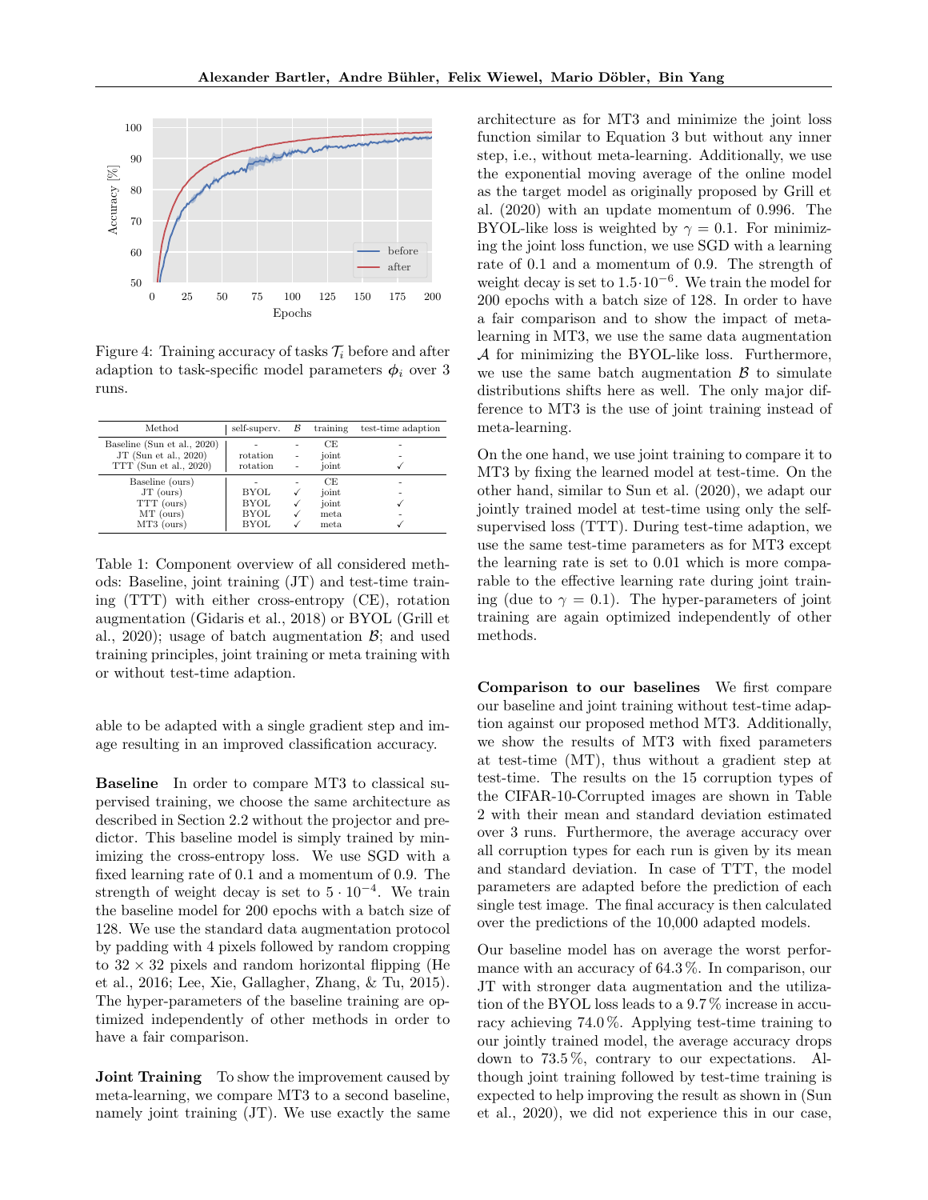Figure 4: Training accuracy of tasks $\mathcal{T}_i$ before and after adaption to task-specific model parameters $\phi_i$ over 3 runs.

| Method | self-superv. | $\mathcal{B}$ | training | test-time adaption |
|---|---|---|---|---|
| Baseline (Sun et al., 2020) | - | - | CE | - |
| JT (Sun et al., 2020) | rotation | - | joint | - |
| TTT (Sun et al., 2020) | rotation | - | joint | ✓ |
| Baseline (ours) | - | - | CE | - |
| JT (ours) | BYOL | ✓ | joint | - |
| TTT (ours) | BYOL | ✓ | joint | ✓ |
| MT (ours) | BYOL | ✓ | meta | - |
| MT3 (ours) | BYOL | ✓ | meta | ✓ |

Table 1: Component overview of all considered methods: Baseline, joint training (JT) and test-time training (TTT) with either cross-entropy (CE), rotation augmentation (Gidaris et al., 2018) or BYOL (Grill et al., 2020); usage of batch augmentation $\mathcal{B}$; and used training principles, joint training or meta training with or without test-time adaption.

able to be adapted with a single gradient step and image resulting in an improved classification accuracy.

**Baseline** In order to compare MT3 to classical supervised training, we choose the same architecture as described in Section 2.2 without the projector and predictor. This baseline model is simply trained by minimizing the cross-entropy loss. We use SGD with a fixed learning rate of 0.1 and a momentum of 0.9. The strength of weight decay is set to $5 \cdot 10^{-4}$. We train the baseline model for 200 epochs with a batch size of 128. We use the standard data augmentation protocol by padding with 4 pixels followed by random cropping to $32 \times 32$ pixels and random horizontal flipping (He et al., 2016; Lee, Xie, Gallagher, Zhang, & Tu, 2015). The hyper-parameters of the baseline training are optimized independently of other methods in order to have a fair comparison.

**Joint Training** To show the improvement caused by meta-learning, we compare MT3 to a second baseline, namely joint training (JT). We use exactly the same architecture as for MT3 and minimize the joint loss function similar to Equation 3 but without any inner step, i.e., without meta-learning. Additionally, we use the exponential moving average of the online model as the target model as originally proposed by Grill et al. (2020) with an update momentum of 0.996. The BYOL-like loss is weighted by $\gamma = 0.1$. For minimizing the joint loss function, we use SGD with a learning rate of 0.1 and a momentum of 0.9. The strength of weight decay is set to $1.5 \cdot 10^{-6}$. We train the model for 200 epochs with a batch size of 128. In order to have a fair comparison and to show the impact of meta-learning in MT3, we use the same data augmentation $\mathcal{A}$ for minimizing the BYOL-like loss. Furthermore, we use the same batch augmentation $\mathcal{B}$ to simulate distributions shifts here as well. The only major difference to MT3 is the use of joint training instead of meta-learning.

On the one hand, we use joint training to compare it to MT3 by fixing the learned model at test-time. On the other hand, similar to Sun et al. (2020), we adapt our jointly trained model at test-time using only the self-supervised loss (TTT). During test-time adaption, we use the same test-time parameters as for MT3 except the learning rate is set to 0.01 which is more comparable to the effective learning rate during joint training (due to $\gamma = 0.1$). The hyper-parameters of joint training are again optimized independently of other methods.

**Comparison to our baselines** We first compare our baseline and joint training without test-time adaption against our proposed method MT3. Additionally, we show the results of MT3 with fixed parameters at test-time (MT), thus without a gradient step at test-time. The results on the 15 corruption types of the CIFAR-10-Corrupted images are shown in Table 2 with their mean and standard deviation estimated over 3 runs. Furthermore, the average accuracy over all corruption types for each run is given by its mean and standard deviation. In case of TTT, the model parameters are adapted before the prediction of each single test image. The final accuracy is then calculated over the predictions of the 10,000 adapted models.

Our baseline model has on average the worst performance with an accuracy of 64.3 %. In comparison, our JT with stronger data augmentation and the utilization of the BYOL loss leads to a 9.7 % increase in accuracy achieving 74.0 %. Applying test-time training to our jointly trained model, the average accuracy drops down to 73.5 %, contrary to our expectations. Although joint training followed by test-time training is expected to help improving the result as shown in (Sun et al., 2020), we did not experience this in our case,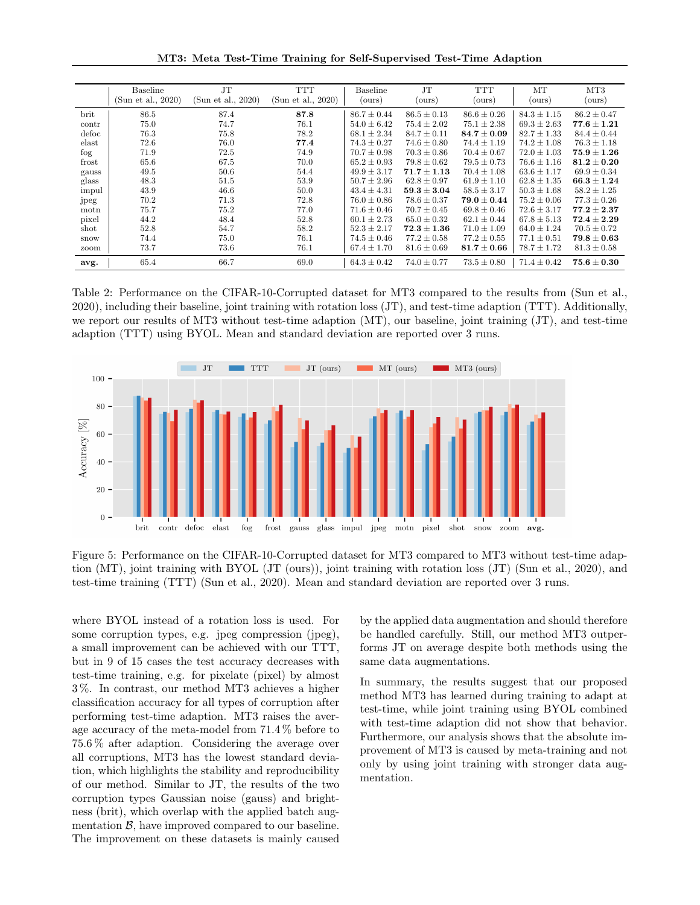| | Baseline (Sun et al., 2020) | JT (Sun et al., 2020) | TTT (Sun et al., 2020) | Baseline (ours) | JT (ours) | TTT (ours) | MT (ours) | MT3 (ours) |
|---|---|---|---|---|---|---|---|---|
| brit | 86.5 | 87.4 | **87.8** | $86.7 \pm 0.44$ | $86.5 \pm 0.13$ | $86.6 \pm 0.26$ | $84.3 \pm 1.15$ | $86.2 \pm 0.47$ |
| contr | 75.0 | 74.7 | 76.1 | $54.0 \pm 6.42$ | $75.4 \pm 2.02$ | $75.1 \pm 2.38$ | $69.3 \pm 2.63$ | $\mathbf{77.6 \pm 1.21}$ |
| defoc | 76.3 | 75.8 | 78.2 | $68.1 \pm 2.34$ | $84.7 \pm 0.11$ | $\mathbf{84.7 \pm 0.09}$ | $82.7 \pm 1.33$ | $84.4 \pm 0.44$ |
| elast | 72.6 | 76.0 | **77.4** | $74.3 \pm 0.27$ | $74.6 \pm 0.80$ | $74.4 \pm 1.19$ | $74.2 \pm 1.08$ | $76.3 \pm 1.18$ |
| fog | 71.9 | 72.5 | 74.9 | $70.7 \pm 0.98$ | $70.3 \pm 0.86$ | $70.4 \pm 0.67$ | $72.0 \pm 1.03$ | $\mathbf{75.9 \pm 1.26}$ |
| frost | 65.6 | 67.5 | 70.0 | $65.2 \pm 0.93$ | $79.8 \pm 0.62$ | $79.5 \pm 0.73$ | $76.6 \pm 1.16$ | $\mathbf{81.2 \pm 0.20}$ |
| gauss | 49.5 | 50.6 | 54.4 | $49.9 \pm 3.17$ | $\mathbf{71.7 \pm 1.13}$ | $70.4 \pm 1.08$ | $63.6 \pm 1.17$ | $69.9 \pm 0.34$ |
| glass | 48.3 | 51.5 | 53.9 | $50.7 \pm 2.96$ | $62.8 \pm 0.97$ | $61.9 \pm 1.10$ | $62.8 \pm 1.35$ | $\mathbf{66.3 \pm 1.24}$ |
| impul | 43.9 | 46.6 | 50.0 | $43.4 \pm 4.31$ | $\mathbf{59.3 \pm 3.04}$ | $58.5 \pm 3.17$ | $50.3 \pm 1.68$ | $58.2 \pm 1.25$ |
| jpeg | 70.2 | 71.3 | 72.8 | $76.0 \pm 0.86$ | $78.6 \pm 0.37$ | $\mathbf{79.0 \pm 0.44}$ | $75.2 \pm 0.06$ | $77.3 \pm 0.26$ |
| motn | 75.7 | 75.2 | 77.0 | $71.6 \pm 0.46$ | $70.7 \pm 0.45$ | $69.8 \pm 0.46$ | $72.6 \pm 3.17$ | $\mathbf{77.2 \pm 2.37}$ |
| pixel | 44.2 | 48.4 | 52.8 | $60.1 \pm 2.73$ | $65.0 \pm 0.32$ | $62.1 \pm 0.44$ | $67.8 \pm 5.13$ | $\mathbf{72.4 \pm 2.29}$ |
| shot | 52.8 | 54.7 | 58.2 | $52.3 \pm 2.17$ | $\mathbf{72.3 \pm 1.36}$ | $71.0 \pm 1.09$ | $64.0 \pm 1.24$ | $70.5 \pm 0.72$ |
| snow | 74.4 | 75.0 | 76.1 | $74.5 \pm 0.46$ | $77.2 \pm 0.58$ | $77.2 \pm 0.55$ | $77.1 \pm 0.51$ | $\mathbf{79.8 \pm 0.63}$ |
| zoom | 73.7 | 73.6 | 76.1 | $67.4 \pm 1.70$ | $81.6 \pm 0.69$ | $\mathbf{81.7 \pm 0.66}$ | $78.7 \pm 1.72$ | $81.3 \pm 0.58$ |
| **avg.** | 65.4 | 66.7 | 69.0 | $64.3 \pm 0.42$ | $74.0 \pm 0.77$ | $73.5 \pm 0.80$ | $71.4 \pm 0.42$ | $\mathbf{75.6 \pm 0.30}$ |

Table 2: Performance on the CIFAR-10-Corrupted dataset for MT3 compared to the results from (Sun et al., 2020), including their baseline, joint training with rotation loss (JT), and test-time adaption (TTT). Additionally, we report our results of MT3 without test-time adaption (MT), our baseline, joint training (JT), and test-time adaption (TTT) using BYOL. Mean and standard deviation are reported over 3 runs.

Figure 5: Performance on the CIFAR-10-Corrupted dataset for MT3 compared to MT3 without test-time adaption (MT), joint training with BYOL (JT (ours)), joint training with rotation loss (JT) (Sun et al., 2020), and test-time training (TTT) (Sun et al., 2020). Mean and standard deviation are reported over 3 runs.

where BYOL instead of a rotation loss is used. For some corruption types, e.g. jpeg compression (jpeg), a small improvement can be achieved with our TTT, but in 9 of 15 cases the test accuracy decreases with test-time training, e.g. for pixelate (pixel) by almost 3 %. In contrast, our method MT3 achieves a higher classification accuracy for all types of corruption after performing test-time adaption. MT3 raises the average accuracy of the meta-model from 71.4 % before to 75.6 % after adaption. Considering the average over all corruptions, MT3 has the lowest standard deviation, which highlights the stability and reproducibility of our method. Similar to JT, the results of the two corruption types Gaussian noise (gauss) and brightness (brit), which overlap with the applied batch augmentation $\mathcal{B}$, have improved compared to our baseline. The improvement on these datasets is mainly caused by the applied data augmentation and should therefore be handled carefully. Still, our method MT3 outperforms JT on average despite both methods using the same data augmentations.

In summary, the results suggest that our proposed method MT3 has learned during training to adapt at test-time, while joint training using BYOL combined with test-time adaption did not show that behavior. Furthermore, our analysis shows that the absolute improvement of MT3 is caused by meta-training and not only by using joint training with stronger data augmentation.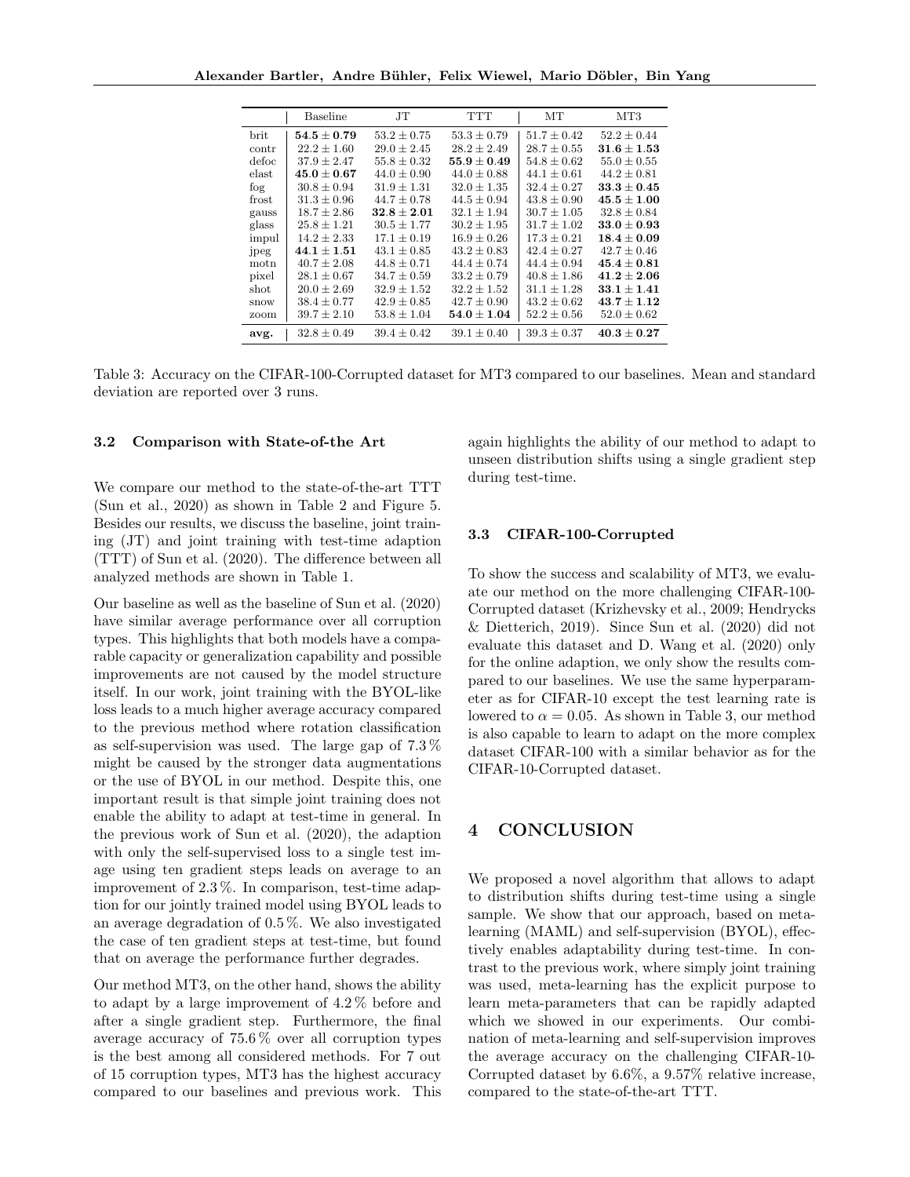|  | Baseline | JT | TTT | MT | MT3 |
|---|---|---|---|---|---|
| brit | $\mathbf{54.5 \pm 0.79}$ | $53.2 \pm 0.75$ | $53.3 \pm 0.79$ | $51.7 \pm 0.42$ | $52.2 \pm 0.44$ |
| contr | $22.2 \pm 1.60$ | $29.0 \pm 2.45$ | $28.2 \pm 2.49$ | $28.7 \pm 0.55$ | $\mathbf{31.6 \pm 1.53}$ |
| defoc | $37.9 \pm 2.47$ | $55.8 \pm 0.32$ | $\mathbf{55.9 \pm 0.49}$ | $54.8 \pm 0.62$ | $55.0 \pm 0.55$ |
| elast | $\mathbf{45.0 \pm 0.67}$ | $44.0 \pm 0.90$ | $44.0 \pm 0.88$ | $44.1 \pm 0.61$ | $44.2 \pm 0.81$ |
| fog | $30.8 \pm 0.94$ | $31.9 \pm 1.31$ | $32.0 \pm 1.35$ | $32.4 \pm 0.27$ | $\mathbf{33.3 \pm 0.45}$ |
| frost | $31.3 \pm 0.96$ | $44.7 \pm 0.78$ | $44.5 \pm 0.94$ | $43.8 \pm 0.90$ | $\mathbf{45.5 \pm 1.00}$ |
| gauss | $18.7 \pm 2.86$ | $\mathbf{32.8 \pm 2.01}$ | $32.1 \pm 1.94$ | $30.7 \pm 1.05$ | $32.8 \pm 0.84$ |
| glass | $25.8 \pm 1.21$ | $30.5 \pm 1.77$ | $30.2 \pm 1.95$ | $31.7 \pm 1.02$ | $\mathbf{33.0 \pm 0.93}$ |
| impul | $14.2 \pm 2.33$ | $17.1 \pm 0.19$ | $16.9 \pm 0.26$ | $17.3 \pm 0.21$ | $\mathbf{18.4 \pm 0.09}$ |
| jpeg | $\mathbf{44.1 \pm 1.51}$ | $43.1 \pm 0.85$ | $43.2 \pm 0.83$ | $42.4 \pm 0.27$ | $42.7 \pm 0.46$ |
| motn | $40.7 \pm 2.08$ | $44.8 \pm 0.71$ | $44.4 \pm 0.74$ | $44.4 \pm 0.94$ | $\mathbf{45.4 \pm 0.81}$ |
| pixel | $28.1 \pm 0.67$ | $34.7 \pm 0.59$ | $33.2 \pm 0.79$ | $40.8 \pm 1.86$ | $\mathbf{41.2 \pm 2.06}$ |
| shot | $20.0 \pm 2.69$ | $32.9 \pm 1.52$ | $32.2 \pm 1.52$ | $31.1 \pm 1.28$ | $\mathbf{33.1 \pm 1.41}$ |
| snow | $38.4 \pm 0.77$ | $42.9 \pm 0.85$ | $42.7 \pm 0.90$ | $43.2 \pm 0.62$ | $\mathbf{43.7 \pm 1.12}$ |
| zoom | $39.7 \pm 2.10$ | $53.8 \pm 1.04$ | $\mathbf{54.0 \pm 1.04}$ | $52.2 \pm 0.56$ | $52.0 \pm 0.62$ |
| **avg.** | $32.8 \pm 0.49$ | $39.4 \pm 0.42$ | $39.1 \pm 0.40$ | $39.3 \pm 0.37$ | $\mathbf{40.3 \pm 0.27}$ |

Table 3: Accuracy on the CIFAR-100-Corrupted dataset for MT3 compared to our baselines. Mean and standard deviation are reported over 3 runs.

### 3.2 Comparison with State-of-the Art

We compare our method to the state-of-the-art TTT (Sun et al., 2020) as shown in Table 2 and Figure 5. Besides our results, we discuss the baseline, joint training (JT) and joint training with test-time adaption (TTT) of Sun et al. (2020). The difference between all analyzed methods are shown in Table 1.

Our baseline as well as the baseline of Sun et al. (2020) have similar average performance over all corruption types. This highlights that both models have a comparable capacity or generalization capability and possible improvements are not caused by the model structure itself. In our work, joint training with the BYOL-like loss leads to a much higher average accuracy compared to the previous method where rotation classification as self-supervision was used. The large gap of 7.3 % might be caused by the stronger data augmentations or the use of BYOL in our method. Despite this, one important result is that simple joint training does not enable the ability to adapt at test-time in general. In the previous work of Sun et al. (2020), the adaption with only the self-supervised loss to a single test image using ten gradient steps leads on average to an improvement of 2.3 %. In comparison, test-time adaption for our jointly trained model using BYOL leads to an average degradation of 0.5 %. We also investigated the case of ten gradient steps at test-time, but found that on average the performance further degrades.

Our method MT3, on the other hand, shows the ability to adapt by a large improvement of 4.2 % before and after a single gradient step. Furthermore, the final average accuracy of 75.6 % over all corruption types is the best among all considered methods. For 7 out of 15 corruption types, MT3 has the highest accuracy compared to our baselines and previous work. This again highlights the ability of our method to adapt to unseen distribution shifts using a single gradient step during test-time.

### 3.3 CIFAR-100-Corrupted

To show the success and scalability of MT3, we evaluate our method on the more challenging CIFAR-100-Corrupted dataset (Krizhevsky et al., 2009; Hendrycks & Dietterich, 2019). Since Sun et al. (2020) did not evaluate this dataset and D. Wang et al. (2020) only for the online adaption, we only show the results compared to our baselines. We use the same hyperparameter as for CIFAR-10 except the test learning rate is lowered to $\alpha = 0.05$. As shown in Table 3, our method is also capable to learn to adapt on the more complex dataset CIFAR-100 with a similar behavior as for the CIFAR-10-Corrupted dataset.

## 4 CONCLUSION

We proposed a novel algorithm that allows to adapt to distribution shifts during test-time using a single sample. We show that our approach, based on meta-learning (MAML) and self-supervision (BYOL), effectively enables adaptability during test-time. In contrast to the previous work, where simply joint training was used, meta-learning has the explicit purpose to learn meta-parameters that can be rapidly adapted which we showed in our experiments. Our combination of meta-learning and self-supervision improves the average accuracy on the challenging CIFAR-10-Corrupted dataset by 6.6%, a 9.57% relative increase, compared to the state-of-the-art TTT.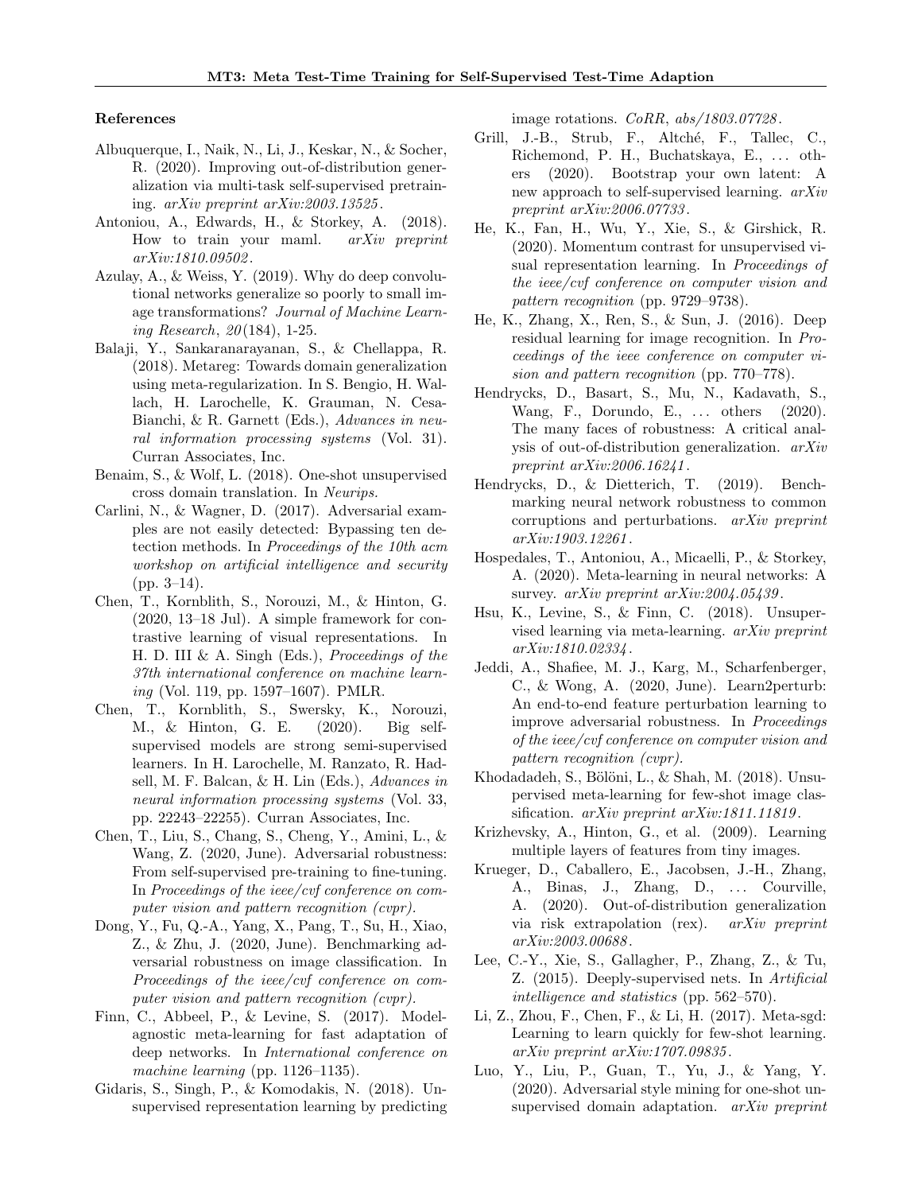## References

Albuquerque, I., Naik, N., Li, J., Keskar, N., & Socher, R. (2020). Improving out-of-distribution generalization via multi-task self-supervised pretraining. *arXiv preprint arXiv:2003.13525*.

Antoniou, A., Edwards, H., & Storkey, A. (2018). How to train your maml. *arXiv preprint arXiv:1810.09502*.

Azulay, A., & Weiss, Y. (2019). Why do deep convolutional networks generalize so poorly to small image transformations? *Journal of Machine Learning Research*, *20*(184), 1-25.

Balaji, Y., Sankaranarayanan, S., & Chellappa, R. (2018). Metareg: Towards domain generalization using meta-regularization. In S. Bengio, H. Wallach, H. Larochelle, K. Grauman, N. Cesa-Bianchi, & R. Garnett (Eds.), *Advances in neural information processing systems* (Vol. 31). Curran Associates, Inc.

Benaim, S., & Wolf, L. (2018). One-shot unsupervised cross domain translation. In *Neurips.*

Carlini, N., & Wagner, D. (2017). Adversarial examples are not easily detected: Bypassing ten detection methods. In *Proceedings of the 10th acm workshop on artificial intelligence and security* (pp. 3–14).

Chen, T., Kornblith, S., Norouzi, M., & Hinton, G. (2020, 13–18 Jul). A simple framework for contrastive learning of visual representations. In H. D. III & A. Singh (Eds.), *Proceedings of the 37th international conference on machine learning* (Vol. 119, pp. 1597–1607). PMLR.

Chen, T., Kornblith, S., Swersky, K., Norouzi, M., & Hinton, G. E. (2020). Big self-supervised models are strong semi-supervised learners. In H. Larochelle, M. Ranzato, R. Hadsell, M. F. Balcan, & H. Lin (Eds.), *Advances in neural information processing systems* (Vol. 33, pp. 22243–22255). Curran Associates, Inc.

Chen, T., Liu, S., Chang, S., Cheng, Y., Amini, L., & Wang, Z. (2020, June). Adversarial robustness: From self-supervised pre-training to fine-tuning. In *Proceedings of the ieee/cvf conference on computer vision and pattern recognition (cvpr).*

Dong, Y., Fu, Q.-A., Yang, X., Pang, T., Su, H., Xiao, Z., & Zhu, J. (2020, June). Benchmarking adversarial robustness on image classification. In *Proceedings of the ieee/cvf conference on computer vision and pattern recognition (cvpr).*

Finn, C., Abbeel, P., & Levine, S. (2017). Model-agnostic meta-learning for fast adaptation of deep networks. In *International conference on machine learning* (pp. 1126–1135).

Gidaris, S., Singh, P., & Komodakis, N. (2018). Unsupervised representation learning by predicting image rotations. *CoRR*, *abs/1803.07728*.

Grill, J.-B., Strub, F., Altché, F., Tallec, C., Richemond, P. H., Buchatskaya, E., ... others (2020). Bootstrap your own latent: A new approach to self-supervised learning. *arXiv preprint arXiv:2006.07733*.

He, K., Fan, H., Wu, Y., Xie, S., & Girshick, R. (2020). Momentum contrast for unsupervised visual representation learning. In *Proceedings of the ieee/cvf conference on computer vision and pattern recognition* (pp. 9729–9738).

He, K., Zhang, X., Ren, S., & Sun, J. (2016). Deep residual learning for image recognition. In *Proceedings of the ieee conference on computer vision and pattern recognition* (pp. 770–778).

Hendrycks, D., Basart, S., Mu, N., Kadavath, S., Wang, F., Dorundo, E., ... others (2020). The many faces of robustness: A critical analysis of out-of-distribution generalization. *arXiv preprint arXiv:2006.16241*.

Hendrycks, D., & Dietterich, T. (2019). Benchmarking neural network robustness to common corruptions and perturbations. *arXiv preprint arXiv:1903.12261*.

Hospedales, T., Antoniou, A., Micaelli, P., & Storkey, A. (2020). Meta-learning in neural networks: A survey. *arXiv preprint arXiv:2004.05439*.

Hsu, K., Levine, S., & Finn, C. (2018). Unsupervised learning via meta-learning. *arXiv preprint arXiv:1810.02334*.

Jeddi, A., Shafiee, M. J., Karg, M., Scharfenberger, C., & Wong, A. (2020, June). Learn2perturb: An end-to-end feature perturbation learning to improve adversarial robustness. In *Proceedings of the ieee/cvf conference on computer vision and pattern recognition (cvpr).*

Khodadadeh, S., Bölöni, L., & Shah, M. (2018). Unsupervised meta-learning for few-shot image classification. *arXiv preprint arXiv:1811.11819*.

Krizhevsky, A., Hinton, G., et al. (2009). Learning multiple layers of features from tiny images.

Krueger, D., Caballero, E., Jacobsen, J.-H., Zhang, A., Binas, J., Zhang, D., ... Courville, A. (2020). Out-of-distribution generalization via risk extrapolation (rex). *arXiv preprint arXiv:2003.00688*.

Lee, C.-Y., Xie, S., Gallagher, P., Zhang, Z., & Tu, Z. (2015). Deeply-supervised nets. In *Artificial intelligence and statistics* (pp. 562–570).

Li, Z., Zhou, F., Chen, F., & Li, H. (2017). Meta-sgd: Learning to learn quickly for few-shot learning. *arXiv preprint arXiv:1707.09835*.

Luo, Y., Liu, P., Guan, T., Yu, J., & Yang, Y. (2020). Adversarial style mining for one-shot unsupervised domain adaptation. *arXiv preprint*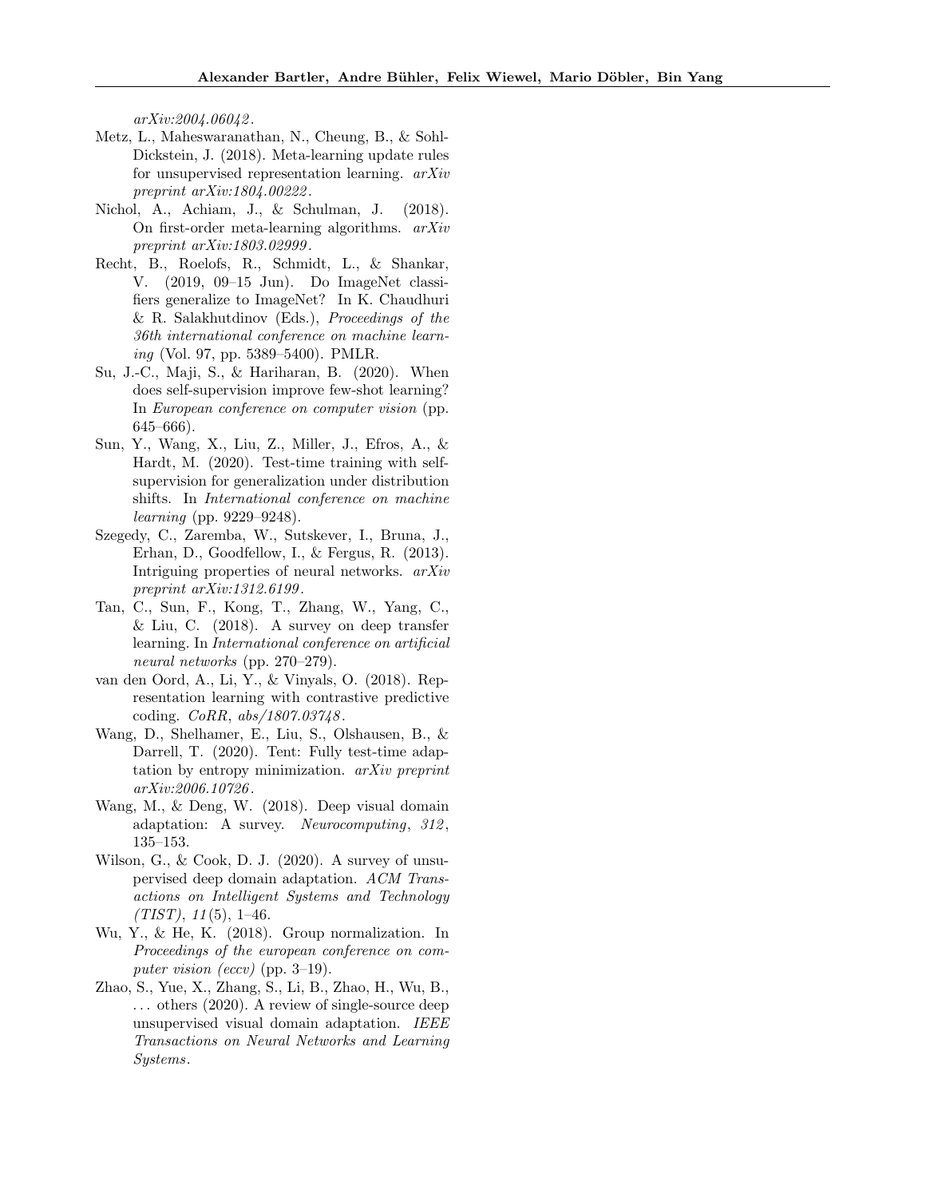arXiv:2004.06042.

Metz, L., Maheswaranathan, N., Cheung, B., & Sohl-Dickstein, J. (2018). Meta-learning update rules for unsupervised representation learning. *arXiv preprint arXiv:1804.00222*.

Nichol, A., Achiam, J., & Schulman, J. (2018). On first-order meta-learning algorithms. *arXiv preprint arXiv:1803.02999*.

Recht, B., Roelofs, R., Schmidt, L., & Shankar, V. (2019, 09–15 Jun). Do ImageNet classifiers generalize to ImageNet? In K. Chaudhuri & R. Salakhutdinov (Eds.), *Proceedings of the 36th international conference on machine learning* (Vol. 97, pp. 5389–5400). PMLR.

Su, J.-C., Maji, S., & Hariharan, B. (2020). When does self-supervision improve few-shot learning? In *European conference on computer vision* (pp. 645–666).

Sun, Y., Wang, X., Liu, Z., Miller, J., Efros, A., & Hardt, M. (2020). Test-time training with self-supervision for generalization under distribution shifts. In *International conference on machine learning* (pp. 9229–9248).

Szegedy, C., Zaremba, W., Sutskever, I., Bruna, J., Erhan, D., Goodfellow, I., & Fergus, R. (2013). Intriguing properties of neural networks. *arXiv preprint arXiv:1312.6199*.

Tan, C., Sun, F., Kong, T., Zhang, W., Yang, C., & Liu, C. (2018). A survey on deep transfer learning. In *International conference on artificial neural networks* (pp. 270–279).

van den Oord, A., Li, Y., & Vinyals, O. (2018). Representation learning with contrastive predictive coding. *CoRR*, *abs/1807.03748*.

Wang, D., Shelhamer, E., Liu, S., Olshausen, B., & Darrell, T. (2020). Tent: Fully test-time adaptation by entropy minimization. *arXiv preprint arXiv:2006.10726*.

Wang, M., & Deng, W. (2018). Deep visual domain adaptation: A survey. *Neurocomputing*, *312*, 135–153.

Wilson, G., & Cook, D. J. (2020). A survey of unsupervised deep domain adaptation. *ACM Transactions on Intelligent Systems and Technology (TIST)*, *11*(5), 1–46.

Wu, Y., & He, K. (2018). Group normalization. In *Proceedings of the european conference on computer vision (eccv)* (pp. 3–19).

Zhao, S., Yue, X., Zhang, S., Li, B., Zhao, H., Wu, B., ... others (2020). A review of single-source deep unsupervised visual domain adaptation. *IEEE Transactions on Neural Networks and Learning Systems*.